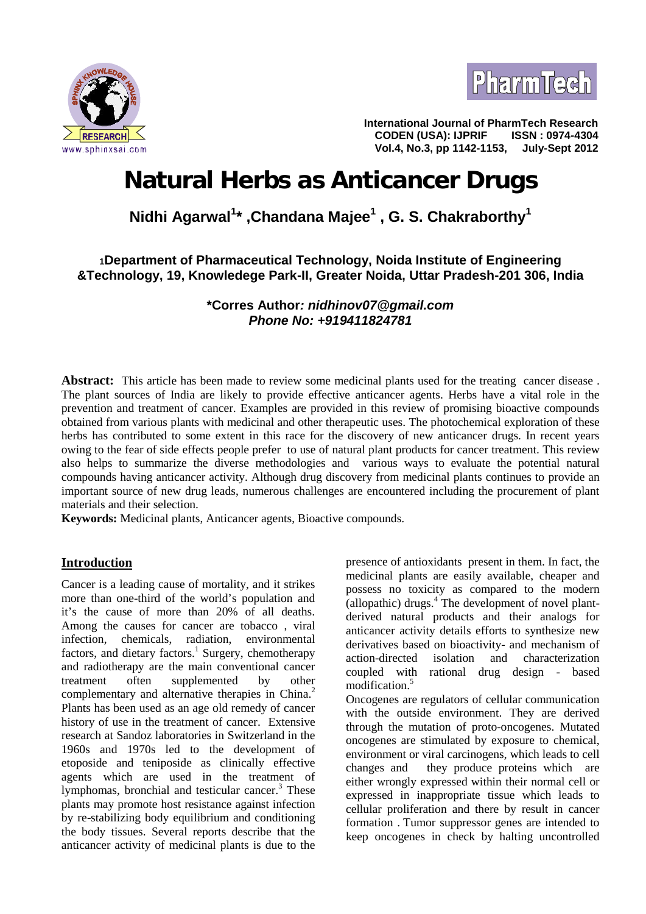International Journal of PharmTech Research
CODEN (USA): IJPRIF ISSN : 0974-4304
Vol.4, No.3, pp 1142-1153, July-Sept 2012

# Natural Herbs as Anticancer Drugs

**Nidhi Agarwal[1]\* ,Chandana Majee[1] , G. S. Chakraborthy[1]**

**[1]Department of Pharmaceutical Technology, Noida Institute of Engineering &Technology, 19, Knowledege Park-II, Greater Noida, Uttar Pradesh-201 306, India**

**\*Corres Author*: nidhinov07@gmail.com***
***Phone No: +919411824781***

**Abstract:** This article has been made to review some medicinal plants used for the treating cancer disease . The plant sources of India are likely to provide effective anticancer agents. Herbs have a vital role in the prevention and treatment of cancer. Examples are provided in this review of promising bioactive compounds obtained from various plants with medicinal and other therapeutic uses. The photochemical exploration of these herbs has contributed to some extent in this race for the discovery of new anticancer drugs. In recent years owing to the fear of side effects people prefer to use of natural plant products for cancer treatment. This review also helps to summarize the diverse methodologies and various ways to evaluate the potential natural compounds having anticancer activity. Although drug discovery from medicinal plants continues to provide an important source of new drug leads, numerous challenges are encountered including the procurement of plant materials and their selection.

**Keywords:** Medicinal plants, Anticancer agents, Bioactive compounds.

## Introduction

Cancer is a leading cause of mortality, and it strikes more than one-third of the world's population and it's the cause of more than 20% of all deaths. Among the causes for cancer are tobacco , viral infection, chemicals, radiation, environmental factors, and dietary factors.[1] Surgery, chemotherapy and radiotherapy are the main conventional cancer treatment often supplemented by other complementary and alternative therapies in China.[2] Plants has been used as an age old remedy of cancer history of use in the treatment of cancer. Extensive research at Sandoz laboratories in Switzerland in the 1960s and 1970s led to the development of etoposide and teniposide as clinically effective agents which are used in the treatment of lymphomas, bronchial and testicular cancer.[3] These plants may promote host resistance against infection by re-stabilizing body equilibrium and conditioning the body tissues. Several reports describe that the anticancer activity of medicinal plants is due to the presence of antioxidants present in them. In fact, the medicinal plants are easily available, cheaper and possess no toxicity as compared to the modern (allopathic) drugs.[4] The development of novel plant-derived natural products and their analogs for anticancer activity details efforts to synthesize new derivatives based on bioactivity- and mechanism of action-directed isolation and characterization coupled with rational drug design - based modification.[5]

Oncogenes are regulators of cellular communication with the outside environment. They are derived through the mutation of proto-oncogenes. Mutated oncogenes are stimulated by exposure to chemical, environment or viral carcinogens, which leads to cell changes and they produce proteins which are either wrongly expressed within their normal cell or expressed in inappropriate tissue which leads to cellular proliferation and there by result in cancer formation . Tumor suppressor genes are intended to keep oncogenes in check by halting uncontrolled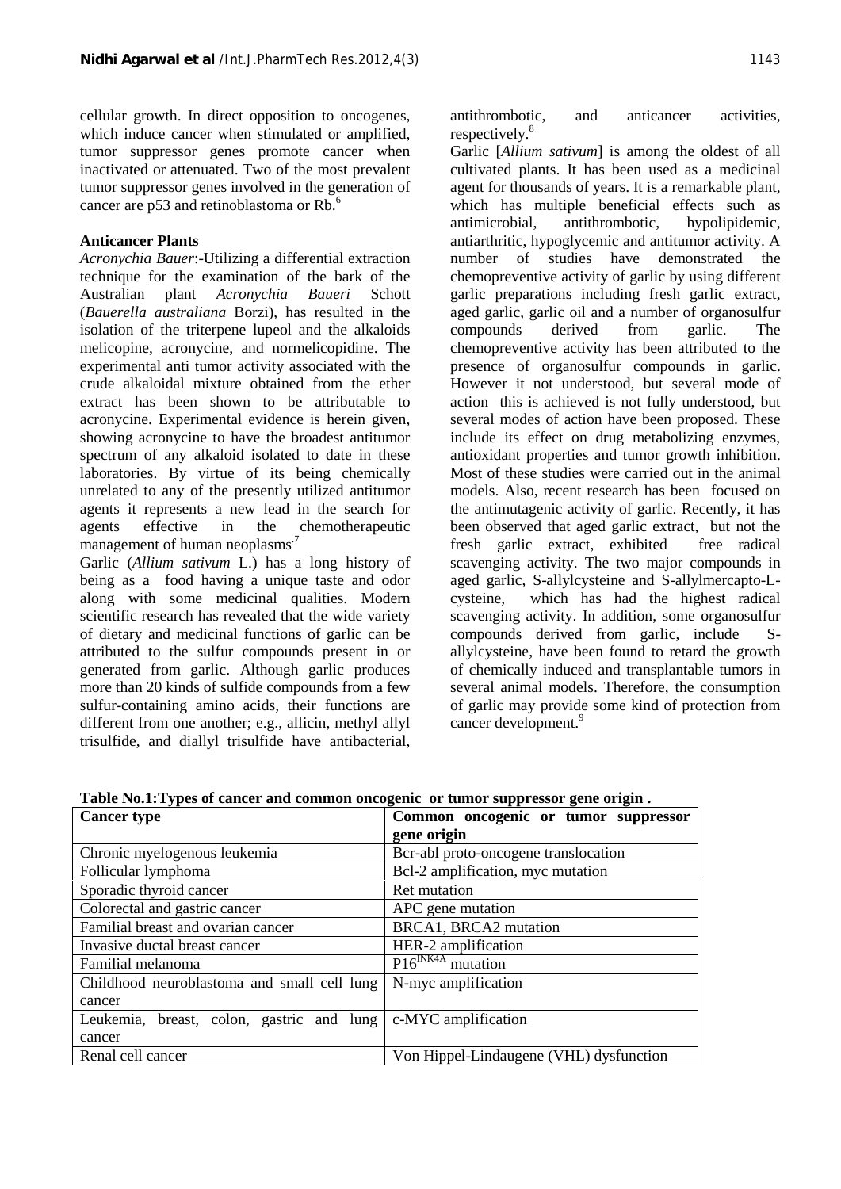cellular growth. In direct opposition to oncogenes, which induce cancer when stimulated or amplified, tumor suppressor genes promote cancer when inactivated or attenuated. Two of the most prevalent tumor suppressor genes involved in the generation of cancer are p53 and retinoblastoma or Rb.[6]

**Anticancer Plants**

*Acronychia Bauer*:-Utilizing a differential extraction technique for the examination of the bark of the Australian plant *Acronychia Baueri* Schott (*Bauerella australiana* Borzi), has resulted in the isolation of the triterpene lupeol and the alkaloids melicopine, acronycine, and normelicopidine. The experimental anti tumor activity associated with the crude alkaloidal mixture obtained from the ether extract has been shown to be attributable to acronycine. Experimental evidence is herein given, showing acronycine to have the broadest antitumor spectrum of any alkaloid isolated to date in these laboratories. By virtue of its being chemically unrelated to any of the presently utilized antitumor agents it represents a new lead in the search for agents effective in the chemotherapeutic management of human neoplasms.[7]

Garlic (*Allium sativum* L.) has a long history of being as a food having a unique taste and odor along with some medicinal qualities. Modern scientific research has revealed that the wide variety of dietary and medicinal functions of garlic can be attributed to the sulfur compounds present in or generated from garlic. Although garlic produces more than 20 kinds of sulfide compounds from a few sulfur-containing amino acids, their functions are different from one another; e.g., allicin, methyl allyl trisulfide, and diallyl trisulfide have antibacterial, antithrombotic, and anticancer activities, respectively.[8]

Garlic [*Allium sativum*] is among the oldest of all cultivated plants. It has been used as a medicinal agent for thousands of years. It is a remarkable plant, which has multiple beneficial effects such as antimicrobial, antithrombotic, hypolipidemic, antiarthritic, hypoglycemic and antitumor activity. A number of studies have demonstrated the chemopreventive activity of garlic by using different garlic preparations including fresh garlic extract, aged garlic, garlic oil and a number of organosulfur compounds derived from garlic. The chemopreventive activity has been attributed to the presence of organosulfur compounds in garlic. However it not understood, but several mode of action this is achieved is not fully understood, but several modes of action have been proposed. These include its effect on drug metabolizing enzymes, antioxidant properties and tumor growth inhibition. Most of these studies were carried out in the animal models. Also, recent research has been focused on the antimutagenic activity of garlic. Recently, it has been observed that aged garlic extract, but not the fresh garlic extract, exhibited free radical scavenging activity. The two major compounds in aged garlic, S-allylcysteine and S-allylmercapto-L-cysteine, which has had the highest radical scavenging activity. In addition, some organosulfur compounds derived from garlic, include S-allylcysteine, have been found to retard the growth of chemically induced and transplantable tumors in several animal models. Therefore, the consumption of garlic may provide some kind of protection from cancer development.[9]

**Table No.1:Types of cancer and common oncogenic or tumor suppressor gene origin .**

| Cancer type | Common oncogenic or tumor suppressor gene origin |
|---|---|
| Chronic myelogenous leukemia | Bcr-abl proto-oncogene translocation |
| Follicular lymphoma | Bcl-2 amplification, myc mutation |
| Sporadic thyroid cancer | Ret mutation |
| Colorectal and gastric cancer | APC gene mutation |
| Familial breast and ovarian cancer | BRCA1, BRCA2 mutation |
| Invasive ductal breast cancer | HER-2 amplification |
| Familial melanoma | $P16^{INK4A}$ mutation |
| Childhood neuroblastoma and small cell lung cancer | N-myc amplification |
| Leukemia, breast, colon, gastric and lung cancer | c-MYC amplification |
| Renal cell cancer | Von Hippel-Lindaugene (VHL) dysfunction |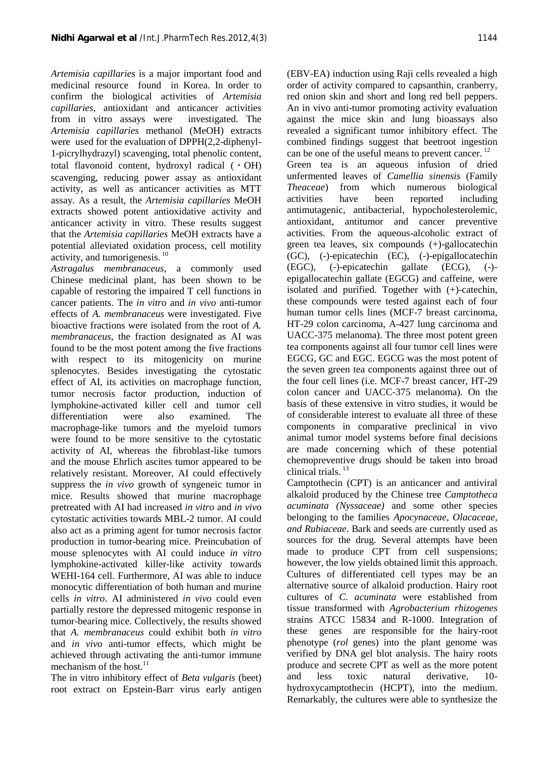*Artemisia capillaries* is a major important food and medicinal resource found in Korea. In order to confirm the biological activities of *Artemisia capillaries*, antioxidant and anticancer activities from in vitro assays were investigated. The *Artemisia capillaries* methanol (MeOH) extracts were used for the evaluation of DPPH(2,2-diphenyl-1-picrylhydrazyl) scavenging, total phenolic content, total flavonoid content, hydroxyl radical (・OH) scavenging, reducing power assay as antioxidant activity, as well as anticancer activities as MTT assay. As a result, the *Artemisia capillaries* MeOH extracts showed potent antioxidative activity and anticancer activity in vitro. These results suggest that the *Artemisia capillaries* MeOH extracts have a potential alleviated oxidation process, cell motility activity, and tumorigenesis. [10]

*Astragalus membranaceus*, a commonly used Chinese medicinal plant, has been shown to be capable of restoring the impaired T cell functions in cancer patients. The *in vitro* and *in vivo* anti-tumor effects of *A. membranaceus* were investigated. Five bioactive fractions were isolated from the root of *A. membranaceus*, the fraction designated as AI was found to be the most potent among the five fractions with respect to its mitogenicity on murine splenocytes. Besides investigating the cytostatic effect of AI, its activities on macrophage function, tumor necrosis factor production, induction of lymphokine-activated killer cell and tumor cell differentiation were also examined. The macrophage-like tumors and the myeloid tumors were found to be more sensitive to the cytostatic activity of AI, whereas the fibroblast-like tumors and the mouse Ehrlich ascites tumor appeared to be relatively resistant. Moreover, AI could effectively suppress the *in vivo* growth of syngeneic tumor in mice. Results showed that murine macrophage pretreated with AI had increased *in vitro* and *in vivo* cytostatic activities towards MBL-2 tumor. AI could also act as a priming agent for tumor necrosis factor production in tumor-bearing mice. Preincubation of mouse splenocytes with AI could induce *in vitro* lymphokine-activated killer-like activity towards WEHI-164 cell. Furthermore, AI was able to induce monocytic differentiation of both human and murine cells *in vitro*. AI administered *in vivo* could even partially restore the depressed mitogenic response in tumor-bearing mice. Collectively, the results showed that *A. membranaceus* could exhibit both *in vitro* and *in vivo* anti-tumor effects, which might be achieved through activating the anti-tumor immune mechanism of the host.[11]

The in vitro inhibitory effect of *Beta vulgaris* (beet) root extract on Epstein-Barr virus early antigen (EBV-EA) induction using Raji cells revealed a high order of activity compared to capsanthin, cranberry, red onion skin and short and long red bell peppers. An in vivo anti-tumor promoting activity evaluation against the mice skin and lung bioassays also revealed a significant tumor inhibitory effect. The combined findings suggest that beetroot ingestion can be one of the useful means to prevent cancer. [12]

Green tea is an aqueous infusion of dried unfermented leaves of *Camellia sinensis* (Family *Theaceae*) from which numerous biological activities have been reported including antimutagenic, antibacterial, hypocholesterolemic, antioxidant, antitumor and cancer preventive activities. From the aqueous-alcoholic extract of green tea leaves, six compounds (+)-gallocatechin (GC), (-)-epicatechin (EC), (-)-epigallocatechin (EGC), (-)-epicatechin gallate (ECG), (-)-epigallocatechin gallate (EGCG) and caffeine, were isolated and purified. Together with (+)-catechin, these compounds were tested against each of four human tumor cells lines (MCF-7 breast carcinoma, HT-29 colon carcinoma, A-427 lung carcinoma and UACC-375 melanoma). The three most potent green tea components against all four tumor cell lines were EGCG, GC and EGC. EGCG was the most potent of the seven green tea components against three out of the four cell lines (i.e. MCF-7 breast cancer, HT-29 colon cancer and UACC-375 melanoma). On the basis of these extensive in vitro studies, it would be of considerable interest to evaluate all three of these components in comparative preclinical in vivo animal tumor model systems before final decisions are made concerning which of these potential chemopreventive drugs should be taken into broad clinical trials. [13]

Camptothecin (CPT) is an anticancer and antiviral alkaloid produced by the Chinese tree *Camptotheca acuminata (Nyssaceae)* and some other species belonging to the families *Apocynaceae, Olacaceae, and Rubiaceae*. Bark and seeds are currently used as sources for the drug. Several attempts have been made to produce CPT from cell suspensions; however, the low yields obtained limit this approach. Cultures of differentiated cell types may be an alternative source of alkaloid production. Hairy root cultures of *C. acuminata* were established from tissue transformed with *Agrobacterium rhizogenes* strains ATCC 15834 and R-1000. Integration of these genes are responsible for the hairy-root phenotype (*rol* genes) into the plant genome was verified by DNA gel blot analysis. The hairy roots produce and secrete CPT as well as the more potent and less toxic natural derivative, 10-hydroxycamptothecin (HCPT), into the medium. Remarkably, the cultures were able to synthesize the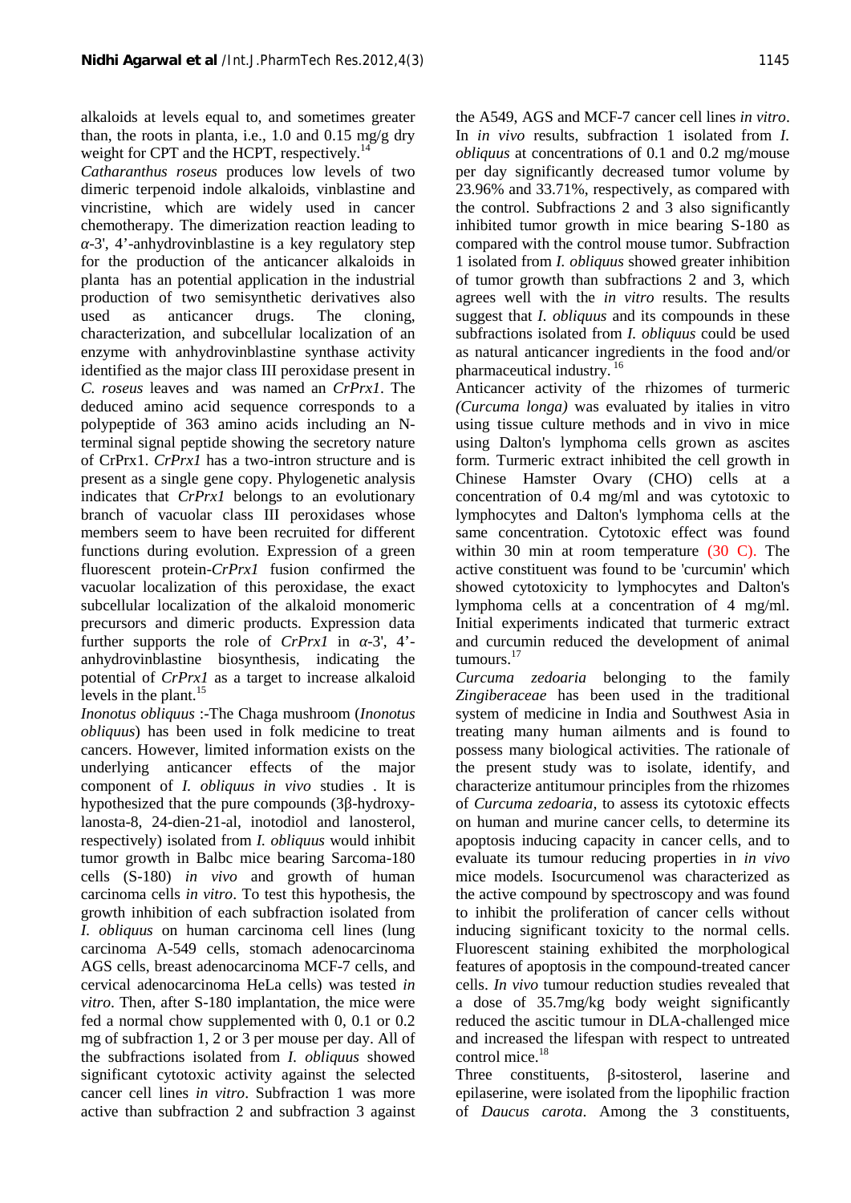alkaloids at levels equal to, and sometimes greater than, the roots in planta, i.e., 1.0 and 0.15 mg/g dry weight for CPT and the HCPT, respectively.[14]

*Catharanthus roseus* produces low levels of two dimeric terpenoid indole alkaloids, vinblastine and vincristine, which are widely used in cancer chemotherapy. The dimerization reaction leading to α-3', 4'-anhydrovinblastine is a key regulatory step for the production of the anticancer alkaloids in planta has an potential application in the industrial production of two semisynthetic derivatives also used as anticancer drugs. The cloning, characterization, and subcellular localization of an enzyme with anhydrovinblastine synthase activity identified as the major class III peroxidase present in *C. roseus* leaves and was named an *CrPrx1*. The deduced amino acid sequence corresponds to a polypeptide of 363 amino acids including an N-terminal signal peptide showing the secretory nature of CrPrx1. *CrPrx1* has a two-intron structure and is present as a single gene copy. Phylogenetic analysis indicates that *CrPrx1* belongs to an evolutionary branch of vacuolar class III peroxidases whose members seem to have been recruited for different functions during evolution. Expression of a green fluorescent protein-*CrPrx1* fusion confirmed the vacuolar localization of this peroxidase, the exact subcellular localization of the alkaloid monomeric precursors and dimeric products. Expression data further supports the role of *CrPrx1* in α-3', 4'-anhydrovinblastine biosynthesis, indicating the potential of *CrPrx1* as a target to increase alkaloid levels in the plant.[15]

*Inonotus obliquus* :-The Chaga mushroom (*Inonotus obliquus*) has been used in folk medicine to treat cancers. However, limited information exists on the underlying anticancer effects of the major component of *I. obliquus in vivo* studies . It is hypothesized that the pure compounds (3β-hydroxy-lanosta-8, 24-dien-21-al, inotodiol and lanosterol, respectively) isolated from *I. obliquus* would inhibit tumor growth in Balbc mice bearing Sarcoma-180 cells (S-180) *in vivo* and growth of human carcinoma cells *in vitro*. To test this hypothesis, the growth inhibition of each subfraction isolated from *I. obliquus* on human carcinoma cell lines (lung carcinoma A-549 cells, stomach adenocarcinoma AGS cells, breast adenocarcinoma MCF-7 cells, and cervical adenocarcinoma HeLa cells) was tested *in vitro*. Then, after S-180 implantation, the mice were fed a normal chow supplemented with 0, 0.1 or 0.2 mg of subfraction 1, 2 or 3 per mouse per day. All of the subfractions isolated from *I. obliquus* showed significant cytotoxic activity against the selected cancer cell lines *in vitro*. Subfraction 1 was more active than subfraction 2 and subfraction 3 against the A549, AGS and MCF-7 cancer cell lines *in vitro*. In *in vivo* results, subfraction 1 isolated from *I. obliquus* at concentrations of 0.1 and 0.2 mg/mouse per day significantly decreased tumor volume by 23.96% and 33.71%, respectively, as compared with the control. Subfractions 2 and 3 also significantly inhibited tumor growth in mice bearing S-180 as compared with the control mouse tumor. Subfraction 1 isolated from *I. obliquus* showed greater inhibition of tumor growth than subfractions 2 and 3, which agrees well with the *in vitro* results. The results suggest that *I. obliquus* and its compounds in these subfractions isolated from *I. obliquus* could be used as natural anticancer ingredients in the food and/or pharmaceutical industry.[16]

Anticancer activity of the rhizomes of turmeric *(Curcuma longa)* was evaluated by italies in vitro using tissue culture methods and in vivo in mice using Dalton's lymphoma cells grown as ascites form. Turmeric extract inhibited the cell growth in Chinese Hamster Ovary (CHO) cells at a concentration of 0.4 mg/ml and was cytotoxic to lymphocytes and Dalton's lymphoma cells at the same concentration. Cytotoxic effect was found within 30 min at room temperature (30 C). The active constituent was found to be 'curcumin' which showed cytotoxicity to lymphocytes and Dalton's lymphoma cells at a concentration of 4 mg/ml. Initial experiments indicated that turmeric extract and curcumin reduced the development of animal tumours.[17]

*Curcuma zedoaria* belonging to the family *Zingiberaceae* has been used in the traditional system of medicine in India and Southwest Asia in treating many human ailments and is found to possess many biological activities. The rationale of the present study was to isolate, identify, and characterize antitumour principles from the rhizomes of *Curcuma zedoaria*, to assess its cytotoxic effects on human and murine cancer cells, to determine its apoptosis inducing capacity in cancer cells, and to evaluate its tumour reducing properties in *in vivo* mice models. Isocurcumenol was characterized as the active compound by spectroscopy and was found to inhibit the proliferation of cancer cells without inducing significant toxicity to the normal cells. Fluorescent staining exhibited the morphological features of apoptosis in the compound-treated cancer cells. *In vivo* tumour reduction studies revealed that a dose of 35.7mg/kg body weight significantly reduced the ascitic tumour in DLA-challenged mice and increased the lifespan with respect to untreated control mice.[18]

Three constituents, β-sitosterol, laserine and epilaserine, were isolated from the lipophilic fraction of *Daucus carota*. Among the 3 constituents,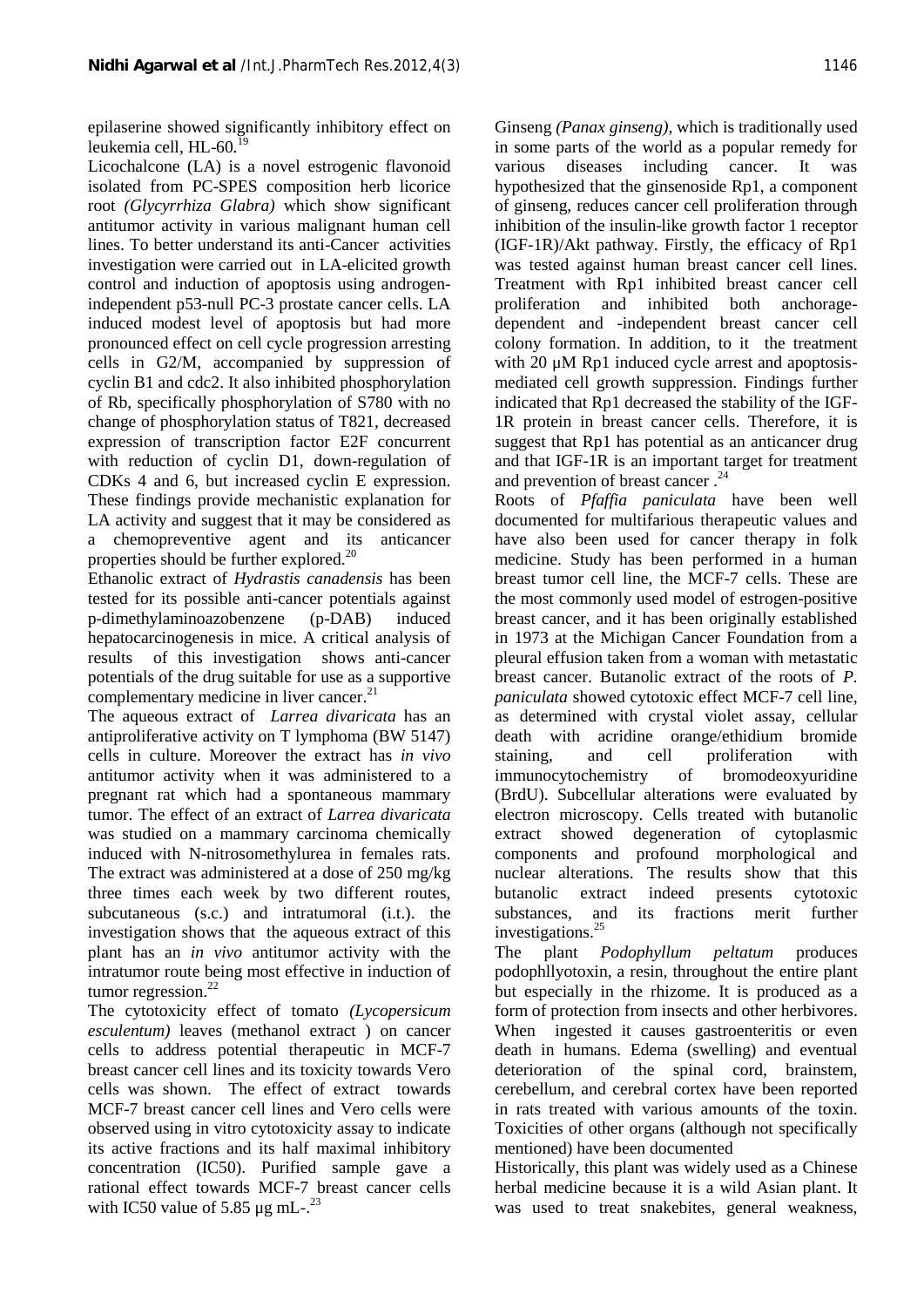epilaserine showed significantly inhibitory effect on leukemia cell, HL-60.[19]

Licochalcone (LA) is a novel estrogenic flavonoid isolated from PC-SPES composition herb licorice root *(Glycyrrhiza Glabra)* which show significant antitumor activity in various malignant human cell lines. To better understand its anti-Cancer activities investigation were carried out in LA-elicited growth control and induction of apoptosis using androgen-independent p53-null PC-3 prostate cancer cells. LA induced modest level of apoptosis but had more pronounced effect on cell cycle progression arresting cells in G2/M, accompanied by suppression of cyclin B1 and cdc2. It also inhibited phosphorylation of Rb, specifically phosphorylation of S780 with no change of phosphorylation status of T821, decreased expression of transcription factor E2F concurrent with reduction of cyclin D1, down-regulation of CDKs 4 and 6, but increased cyclin E expression. These findings provide mechanistic explanation for LA activity and suggest that it may be considered as a chemopreventive agent and its anticancer properties should be further explored.[20]

Ethanolic extract of *Hydrastis canadensis* has been tested for its possible anti-cancer potentials against p-dimethylaminoazobenzene (p-DAB) induced hepatocarcinogenesis in mice. A critical analysis of results of this investigation shows anti-cancer potentials of the drug suitable for use as a supportive complementary medicine in liver cancer.[21]

The aqueous extract of *Larrea divaricata* has an antiproliferative activity on T lymphoma (BW 5147) cells in culture. Moreover the extract has *in vivo* antitumor activity when it was administered to a pregnant rat which had a spontaneous mammary tumor. The effect of an extract of *Larrea divaricata* was studied on a mammary carcinoma chemically induced with N-nitrosomethylurea in females rats. The extract was administered at a dose of 250 mg/kg three times each week by two different routes, subcutaneous (s.c.) and intratumoral (i.t.). the investigation shows that the aqueous extract of this plant has an *in vivo* antitumor activity with the intratumor route being most effective in induction of tumor regression.[22]

The cytotoxicity effect of tomato *(Lycopersicum esculentum)* leaves (methanol extract ) on cancer cells to address potential therapeutic in MCF-7 breast cancer cell lines and its toxicity towards Vero cells was shown. The effect of extract towards MCF-7 breast cancer cell lines and Vero cells were observed using in vitro cytotoxicity assay to indicate its active fractions and its half maximal inhibitory concentration (IC50). Purified sample gave a rational effect towards MCF-7 breast cancer cells with IC50 value of 5.85 µg mL-.[23]

Ginseng *(Panax ginseng)*, which is traditionally used in some parts of the world as a popular remedy for various diseases including cancer. It was hypothesized that the ginsenoside Rp1, a component of ginseng, reduces cancer cell proliferation through inhibition of the insulin-like growth factor 1 receptor (IGF-1R)/Akt pathway. Firstly, the efficacy of Rp1 was tested against human breast cancer cell lines. Treatment with Rp1 inhibited breast cancer cell proliferation and inhibited both anchorage-dependent and -independent breast cancer cell colony formation. In addition, to it the treatment with 20 µM Rp1 induced cycle arrest and apoptosis-mediated cell growth suppression. Findings further indicated that Rp1 decreased the stability of the IGF-1R protein in breast cancer cells. Therefore, it is suggest that Rp1 has potential as an anticancer drug and that IGF-1R is an important target for treatment and prevention of breast cancer .[24]

Roots of *Pfaffia paniculata* have been well documented for multifarious therapeutic values and have also been used for cancer therapy in folk medicine. Study has been performed in a human breast tumor cell line, the MCF-7 cells. These are the most commonly used model of estrogen-positive breast cancer, and it has been originally established in 1973 at the Michigan Cancer Foundation from a pleural effusion taken from a woman with metastatic breast cancer. Butanolic extract of the roots of *P. paniculata* showed cytotoxic effect MCF-7 cell line, as determined with crystal violet assay, cellular death with acridine orange/ethidium bromide staining, and cell proliferation with immunocytochemistry of bromodeoxyuridine (BrdU). Subcellular alterations were evaluated by electron microscopy. Cells treated with butanolic extract showed degeneration of cytoplasmic components and profound morphological and nuclear alterations. The results show that this butanolic extract indeed presents cytotoxic substances, and its fractions merit further investigations.[25]

The plant *Podophyllum peltatum* produces podophllyotoxin, a resin, throughout the entire plant but especially in the rhizome. It is produced as a form of protection from insects and other herbivores. When ingested it causes gastroenteritis or even death in humans. Edema (swelling) and eventual deterioration of the spinal cord, brainstem, cerebellum, and cerebral cortex have been reported in rats treated with various amounts of the toxin. Toxicities of other organs (although not specifically mentioned) have been documented

Historically, this plant was widely used as a Chinese herbal medicine because it is a wild Asian plant. It was used to treat snakebites, general weakness,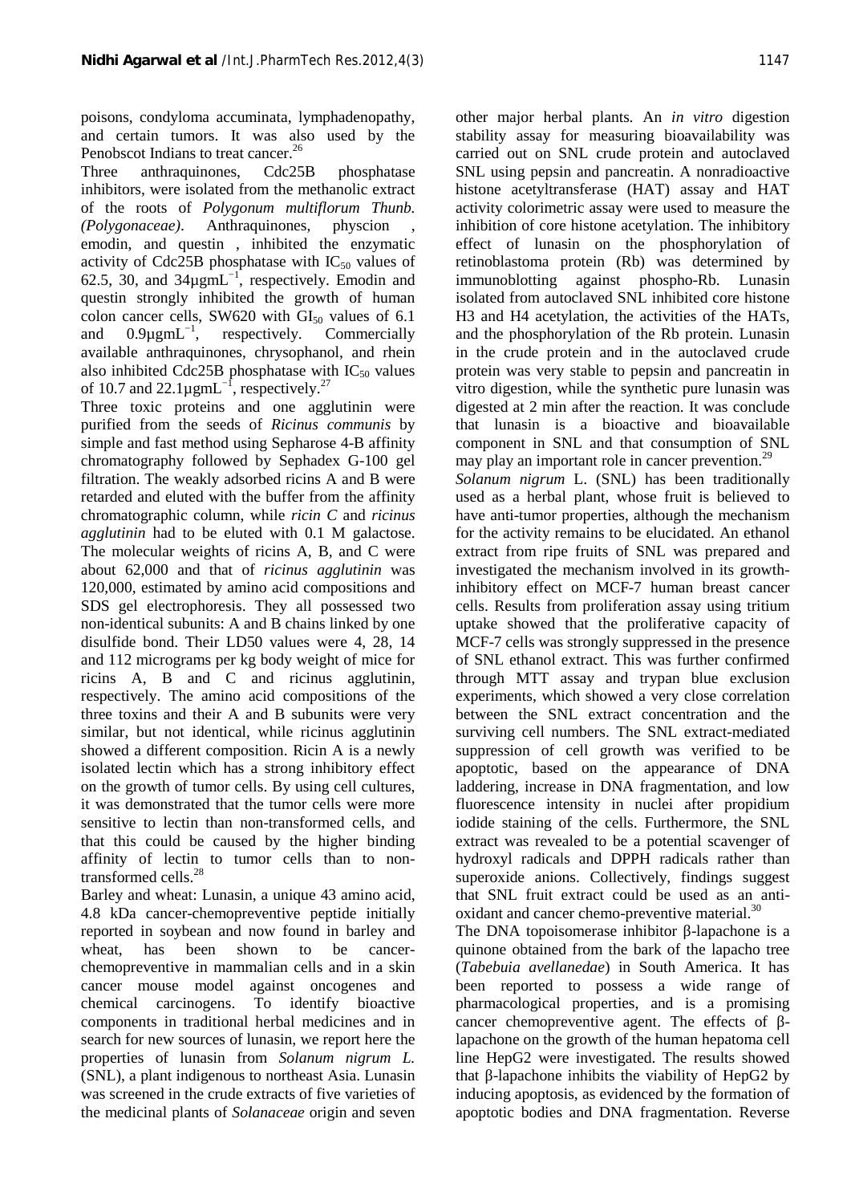poisons, condyloma accuminata, lymphadenopathy, and certain tumors. It was also used by the Penobscot Indians to treat cancer.[26]

Three anthraquinones, Cdc25B phosphatase inhibitors, were isolated from the methanolic extract of the roots of *Polygonum multiflorum Thunb. (Polygonaceae)*. Anthraquinones, physcion , emodin, and questin , inhibited the enzymatic activity of Cdc25B phosphatase with $IC_{50}$ values of 62.5, 30, and 34µgmL$^{-1}$, respectively. Emodin and questin strongly inhibited the growth of human colon cancer cells, SW620 with $GI_{50}$ values of 6.1 and 0.9µgmL$^{-1}$, respectively. Commercially available anthraquinones, chrysophanol, and rhein also inhibited Cdc25B phosphatase with $IC_{50}$ values of 10.7 and 22.1µgmL$^{-1}$, respectively.[27]

Three toxic proteins and one agglutinin were purified from the seeds of *Ricinus communis* by simple and fast method using Sepharose 4-B affinity chromatography followed by Sephadex G-100 gel filtration. The weakly adsorbed ricins A and B were retarded and eluted with the buffer from the affinity chromatographic column, while *ricin C* and *ricinus agglutinin* had to be eluted with 0.1 M galactose. The molecular weights of ricins A, B, and C were about 62,000 and that of *ricinus agglutinin* was 120,000, estimated by amino acid compositions and SDS gel electrophoresis. They all possessed two non-identical subunits: A and B chains linked by one disulfide bond. Their LD50 values were 4, 28, 14 and 112 micrograms per kg body weight of mice for ricins A, B and C and ricinus agglutinin, respectively. The amino acid compositions of the three toxins and their A and B subunits were very similar, but not identical, while ricinus agglutinin showed a different composition. Ricin A is a newly isolated lectin which has a strong inhibitory effect on the growth of tumor cells. By using cell cultures, it was demonstrated that the tumor cells were more sensitive to lectin than non-transformed cells, and that this could be caused by the higher binding affinity of lectin to tumor cells than to non-transformed cells.[28]

Barley and wheat: Lunasin, a unique 43 amino acid, 4.8 kDa cancer-chemopreventive peptide initially reported in soybean and now found in barley and wheat, has been shown to be cancer-chemopreventive in mammalian cells and in a skin cancer mouse model against oncogenes and chemical carcinogens. To identify bioactive components in traditional herbal medicines and in search for new sources of lunasin, we report here the properties of lunasin from *Solanum nigrum L.* (SNL), a plant indigenous to northeast Asia. Lunasin was screened in the crude extracts of five varieties of the medicinal plants of *Solanaceae* origin and seven other major herbal plants. An *in vitro* digestion stability assay for measuring bioavailability was carried out on SNL crude protein and autoclaved SNL using pepsin and pancreatin. A nonradioactive histone acetyltransferase (HAT) assay and HAT activity colorimetric assay were used to measure the inhibition of core histone acetylation. The inhibitory effect of lunasin on the phosphorylation of retinoblastoma protein (Rb) was determined by immunoblotting against phospho-Rb. Lunasin isolated from autoclaved SNL inhibited core histone H3 and H4 acetylation, the activities of the HATs, and the phosphorylation of the Rb protein. Lunasin in the crude protein and in the autoclaved crude protein was very stable to pepsin and pancreatin in vitro digestion, while the synthetic pure lunasin was digested at 2 min after the reaction. It was conclude that lunasin is a bioactive and bioavailable component in SNL and that consumption of SNL may play an important role in cancer prevention.[29]

*Solanum nigrum* L. (SNL) has been traditionally used as a herbal plant, whose fruit is believed to have anti-tumor properties, although the mechanism for the activity remains to be elucidated. An ethanol extract from ripe fruits of SNL was prepared and investigated the mechanism involved in its growth-inhibitory effect on MCF-7 human breast cancer cells. Results from proliferation assay using tritium uptake showed that the proliferative capacity of MCF-7 cells was strongly suppressed in the presence of SNL ethanol extract. This was further confirmed through MTT assay and trypan blue exclusion experiments, which showed a very close correlation between the SNL extract concentration and the surviving cell numbers. The SNL extract-mediated suppression of cell growth was verified to be apoptotic, based on the appearance of DNA laddering, increase in DNA fragmentation, and low fluorescence intensity in nuclei after propidium iodide staining of the cells. Furthermore, the SNL extract was revealed to be a potential scavenger of hydroxyl radicals and DPPH radicals rather than superoxide anions. Collectively, findings suggest that SNL fruit extract could be used as an anti-oxidant and cancer chemo-preventive material.[30]

The DNA topoisomerase inhibitor β-lapachone is a quinone obtained from the bark of the lapacho tree (*Tabebuia avellanedae*) in South America. It has been reported to possess a wide range of pharmacological properties, and is a promising cancer chemopreventive agent. The effects of β-lapachone on the growth of the human hepatoma cell line HepG2 were investigated. The results showed that β-lapachone inhibits the viability of HepG2 by inducing apoptosis, as evidenced by the formation of apoptotic bodies and DNA fragmentation. Reverse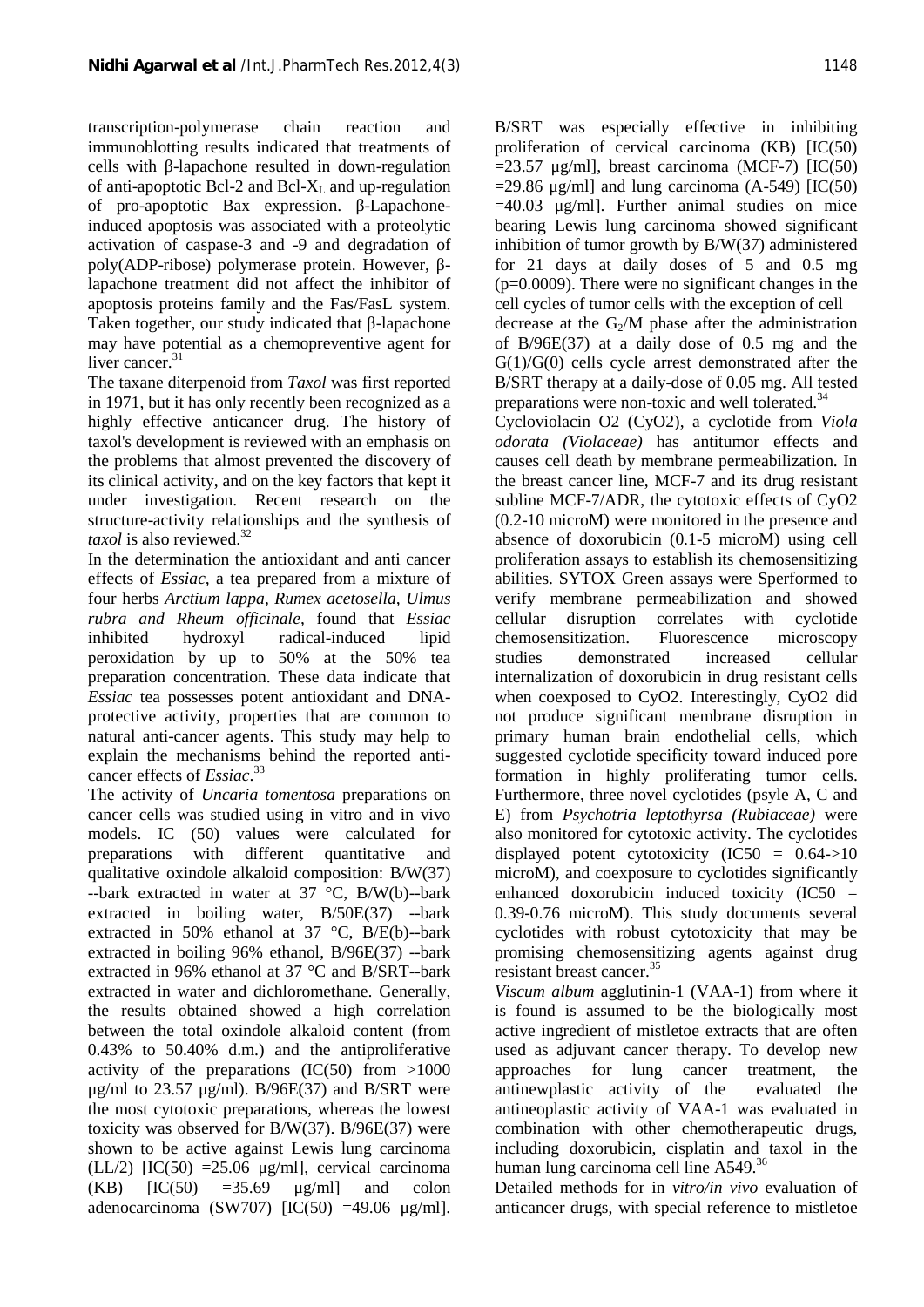transcription-polymerase chain reaction and immunoblotting results indicated that treatments of cells with β-lapachone resulted in down-regulation of anti-apoptotic Bcl-2 and Bcl-$X_L$ and up-regulation of pro-apoptotic Bax expression. β-Lapachone-induced apoptosis was associated with a proteolytic activation of caspase-3 and -9 and degradation of poly(ADP-ribose) polymerase protein. However, β-lapachone treatment did not affect the inhibitor of apoptosis proteins family and the Fas/FasL system. Taken together, our study indicated that β-lapachone may have potential as a chemopreventive agent for liver cancer.[31]

The taxane diterpenoid from *Taxol* was first reported in 1971, but it has only recently been recognized as a highly effective anticancer drug. The history of taxol's development is reviewed with an emphasis on the problems that almost prevented the discovery of its clinical activity, and on the key factors that kept it under investigation. Recent research on the structure-activity relationships and the synthesis of *taxol* is also reviewed.[32]

In the determination the antioxidant and anti cancer effects of *Essiac*, a tea prepared from a mixture of four herbs *Arctium lappa, Rumex acetosella, Ulmus rubra and Rheum officinale*, found that *Essiac* inhibited hydroxyl radical-induced lipid peroxidation by up to 50% at the 50% tea preparation concentration. These data indicate that *Essiac* tea possesses potent antioxidant and DNA-protective activity, properties that are common to natural anti-cancer agents. This study may help to explain the mechanisms behind the reported anti-cancer effects of *Essiac*.[33]

The activity of *Uncaria tomentosa* preparations on cancer cells was studied using in vitro and in vivo models. IC (50) values were calculated for preparations with different quantitative and qualitative oxindole alkaloid composition: B/W(37) --bark extracted in water at 37 °C, B/W(b)--bark extracted in boiling water, B/50E(37) --bark extracted in 50% ethanol at 37 °C, B/E(b)--bark extracted in boiling 96% ethanol, B/96E(37) --bark extracted in 96% ethanol at 37 °C and B/SRT--bark extracted in water and dichloromethane. Generally, the results obtained showed a high correlation between the total oxindole alkaloid content (from 0.43% to 50.40% d.m.) and the antiproliferative activity of the preparations (IC(50) from >1000 µg/ml to 23.57 µg/ml). B/96E(37) and B/SRT were the most cytotoxic preparations, whereas the lowest toxicity was observed for B/W(37). B/96E(37) were shown to be active against Lewis lung carcinoma (LL/2) [IC(50) =25.06 µg/ml], cervical carcinoma (KB) [IC(50) =35.69 µg/ml] and colon adenocarcinoma (SW707) [IC(50) =49.06 µg/ml]. B/SRT was especially effective in inhibiting proliferation of cervical carcinoma (KB) [IC(50) =23.57 µg/ml], breast carcinoma (MCF-7) [IC(50) =29.86 µg/ml] and lung carcinoma (A-549) [IC(50) =40.03 µg/ml]. Further animal studies on mice bearing Lewis lung carcinoma showed significant inhibition of tumor growth by B/W(37) administered for 21 days at daily doses of 5 and 0.5 mg (p=0.0009). There were no significant changes in the cell cycles of tumor cells with the exception of cell decrease at the $G_2$/M phase after the administration of B/96E(37) at a daily dose of 0.5 mg and the G(1)/G(0) cells cycle arrest demonstrated after the B/SRT therapy at a daily-dose of 0.05 mg. All tested preparations were non-toxic and well tolerated.[34]

Cycloviolacin O2 (CyO2), a cyclotide from *Viola odorata (Violaceae)* has antitumor effects and causes cell death by membrane permeabilization. In the breast cancer line, MCF-7 and its drug resistant subline MCF-7/ADR, the cytotoxic effects of CyO2 (0.2-10 microM) were monitored in the presence and absence of doxorubicin (0.1-5 microM) using cell proliferation assays to establish its chemosensitizing abilities. SYTOX Green assays were Sperformed to verify membrane permeabilization and showed cellular disruption correlates with cyclotide chemosensitization. Fluorescence microscopy studies demonstrated increased cellular internalization of doxorubicin in drug resistant cells when coexposed to CyO2. Interestingly, CyO2 did not produce significant membrane disruption in primary human brain endothelial cells, which suggested cyclotide specificity toward induced pore formation in highly proliferating tumor cells. Furthermore, three novel cyclotides (psyle A, C and E) from *Psychotria leptothyrsa (Rubiaceae)* were also monitored for cytotoxic activity. The cyclotides displayed potent cytotoxicity (IC50 = 0.64->10 microM), and coexposure to cyclotides significantly enhanced doxorubicin induced toxicity (IC50 = 0.39-0.76 microM). This study documents several cyclotides with robust cytotoxicity that may be promising chemosensitizing agents against drug resistant breast cancer.[35]

*Viscum album* agglutinin-1 (VAA-1) from where it is found is assumed to be the biologically most active ingredient of mistletoe extracts that are often used as adjuvant cancer therapy. To develop new approaches for lung cancer treatment, the antinewplastic activity of the evaluated the antineoplastic activity of VAA-1 was evaluated in combination with other chemotherapeutic drugs, including doxorubicin, cisplatin and taxol in the human lung carcinoma cell line A549.[36]

Detailed methods for in *vitro/in vivo* evaluation of anticancer drugs, with special reference to mistletoe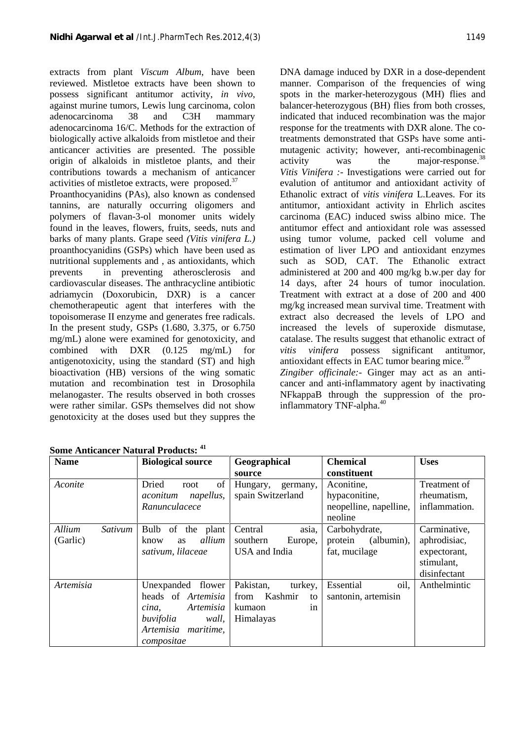extracts from plant *Viscum Album*, have been reviewed. Mistletoe extracts have been shown to possess significant antitumor activity, *in vivo*, against murine tumors, Lewis lung carcinoma, colon adenocarcinoma 38 and C3H mammary adenocarcinoma 16/C. Methods for the extraction of biologically active alkaloids from mistletoe and their anticancer activities are presented. The possible origin of alkaloids in mistletoe plants, and their contributions towards a mechanism of anticancer activities of mistletoe extracts, were proposed.[37]

Proanthocyanidins (PAs), also known as condensed tannins, are naturally occurring oligomers and polymers of flavan-3-ol monomer units widely found in the leaves, flowers, fruits, seeds, nuts and barks of many plants. Grape seed *(Vitis vinifera L.)* proanthocyanidins (GSPs) which have been used as nutritional supplements and , as antioxidants, which prevents in preventing atherosclerosis and cardiovascular diseases. The anthracycline antibiotic adriamycin (Doxorubicin, DXR) is a cancer chemotherapeutic agent that interferes with the topoisomerase II enzyme and generates free radicals. In the present study, GSPs (1.680, 3.375, or 6.750 mg/mL) alone were examined for genotoxicity, and combined with DXR (0.125 mg/mL) for antigenotoxicity, using the standard (ST) and high bioactivation (HB) versions of the wing somatic mutation and recombination test in Drosophila melanogaster. The results observed in both crosses were rather similar. GSPs themselves did not show genotoxicity at the doses used but they suppres the DNA damage induced by DXR in a dose-dependent manner. Comparison of the frequencies of wing spots in the marker-heterozygous (MH) flies and balancer-heterozygous (BH) flies from both crosses, indicated that induced recombination was the major response for the treatments with DXR alone. The co-treatments demonstrated that GSPs have some anti-mutagenic activity; however, anti-recombinagenic activity was the major-response.[38]

*Vitis Vinifera* :- Investigations were carried out for evalution of antitumor and antioxidant activity of Ethanolic extract of *vitis vinifera* L.Leaves. For its antitumor, antioxidant activity in Ehrlich ascites carcinoma (EAC) induced swiss albino mice. The antitumor effect and antioxidant role was assessed using tumor volume, packed cell volume and estimation of liver LPO and antioxidant enzymes such as SOD, CAT. The Ethanolic extract administered at 200 and 400 mg/kg b.w.per day for 14 days, after 24 hours of tumor inoculation. Treatment with extract at a dose of 200 and 400 mg/kg increased mean survival time. Treatment with extract also decreased the levels of LPO and increased the levels of superoxide dismutase, catalase. The results suggest that ethanolic extract of *vitis vinifera* possess significant antitumor, antioxidant effects in EAC tumor bearing mice.[39]

*Zingiber officinale*:- Ginger may act as an anti-cancer and anti-inflammatory agent by inactivating NFkappaB through the suppression of the pro-inflammatory TNF-alpha.[40]

**Some Anticancer Natural Products:** [41]

| Name | Biological source | Geographical source | Chemical constituent | Uses |
|---|---|---|---|---|
| *Aconite* | Dried root of *aconitum napellus, Ranunculacece* | Hungary, germany, spain Switzerland | Aconitine, hypaconitine, neopelline, napelline, neoline | Treatment of rheumatism, inflammation. |
| *Allium Sativum* (Garlic) | Bulb of the plant know as *allium sativum, lilaceae* | Central asia, southern Europe, USA and India | Carbohydrate, protein (albumin), fat, mucilage | Carminative, aphrodisiac, expectorant, stimulant, disinfectant |
| *Artemisia* | Unexpanded flower heads of *Artemisia cina, Artemisia buvifolia wall, Artemisia maritime, compositae* | Pakistan, turkey, from Kashmir to kumaon in Himalayas | Essential oil, santonin, artemisin | Anthelmintic |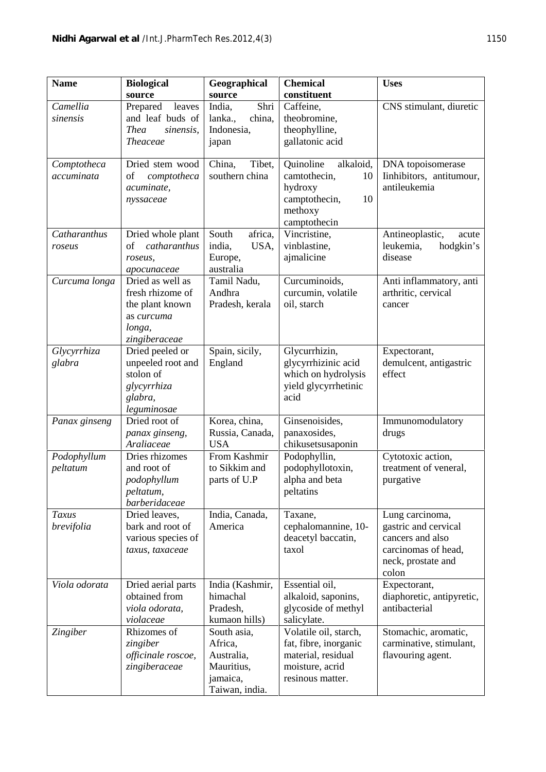| Name | Biological source | Geographical source | Chemical constituent | Uses |
|---|---|---|---|---|
| *Camellia sinensis* | Prepared leaves and leaf buds of *Thea sinensis*, *Theaceae* | India, Shri lanka., china, Indonesia, japan | Caffeine, theobromine, theophylline, gallatonic acid | CNS stimulant, diuretic |
| *Comptotheca accuminata* | Dried stem wood of *comptotheca acuminate*, *nyssaceae* | China, Tibet, southern china | Quinoline alkaloid, camtothecin, 10 hydroxy camptothecin, 10 methoxy camptothecin | DNA topoisomerase Iinhibitors, antitumour, antileukemia |
| *Catharanthus roseus* | Dried whole plant of *catharanthus roseus*, *apocunaceae* | South africa, india, USA, Europe, australia | Vincristine, vinblastine, ajmalicine | Antineoplastic, acute leukemia, hodgkin's disease |
| *Curcuma longa* | Dried as well as fresh rhizome of the plant known as *curcuma longa*, *zingiberaceae* | Tamil Nadu, Andhra Pradesh, kerala | Curcuminoids, curcumin, volatile oil, starch | Anti inflammatory, anti arthritic, cervical cancer |
| *Glycyrrhiza glabra* | Dried peeled or unpeeled root and stolon of *glycyrrhiza glabra*, *leguminosae* | Spain, sicily, England | Glycurrhizin, glycyrrhizinic acid which on hydrolysis yield glycyrrhetinic acid | Expectorant, demulcent, antigastric effect |
| *Panax ginseng* | Dried root of *panax ginseng*, *Araliaceae* | Korea, china, Russia, Canada, USA | Ginsenoisides, panaxosides, chikusetsusaponin | Immunomodulatory drugs |
| *Podophyllum peltatum* | Dries rhizomes and root of *podophyllum peltatum*, *barberidaceae* | From Kashmir to Sikkim and parts of U.P | Podophyllin, podophyllotoxin, alpha and beta peltatins | Cytotoxic action, treatment of veneral, purgative |
| *Taxus brevifolia* | Dried leaves, bark and root of various species of *taxus*, *taxaceae* | India, Canada, America | Taxane, cephalomannine, 10-deacetyl baccatin, taxol | Lung carcinoma, gastric and cervical cancers and also carcinomas of head, neck, prostate and colon |
| *Viola odorata* | Dried aerial parts obtained from *viola odorata*, *violaceae* | India (Kashmir, himachal Pradesh, kumaon hills) | Essential oil, alkaloid, saponins, glycoside of methyl salicylate. | Expectorant, diaphoretic, antipyretic, antibacterial |
| *Zingiber* | Rhizomes of *zingiber officinale roscoe*, *zingiberaceae* | South asia, Africa, Australia, Mauritius, jamaica, Taiwan, india. | Volatile oil, starch, fat, fibre, inorganic material, residual moisture, acrid resinous matter. | Stomachic, aromatic, carminative, stimulant, flavouring agent. |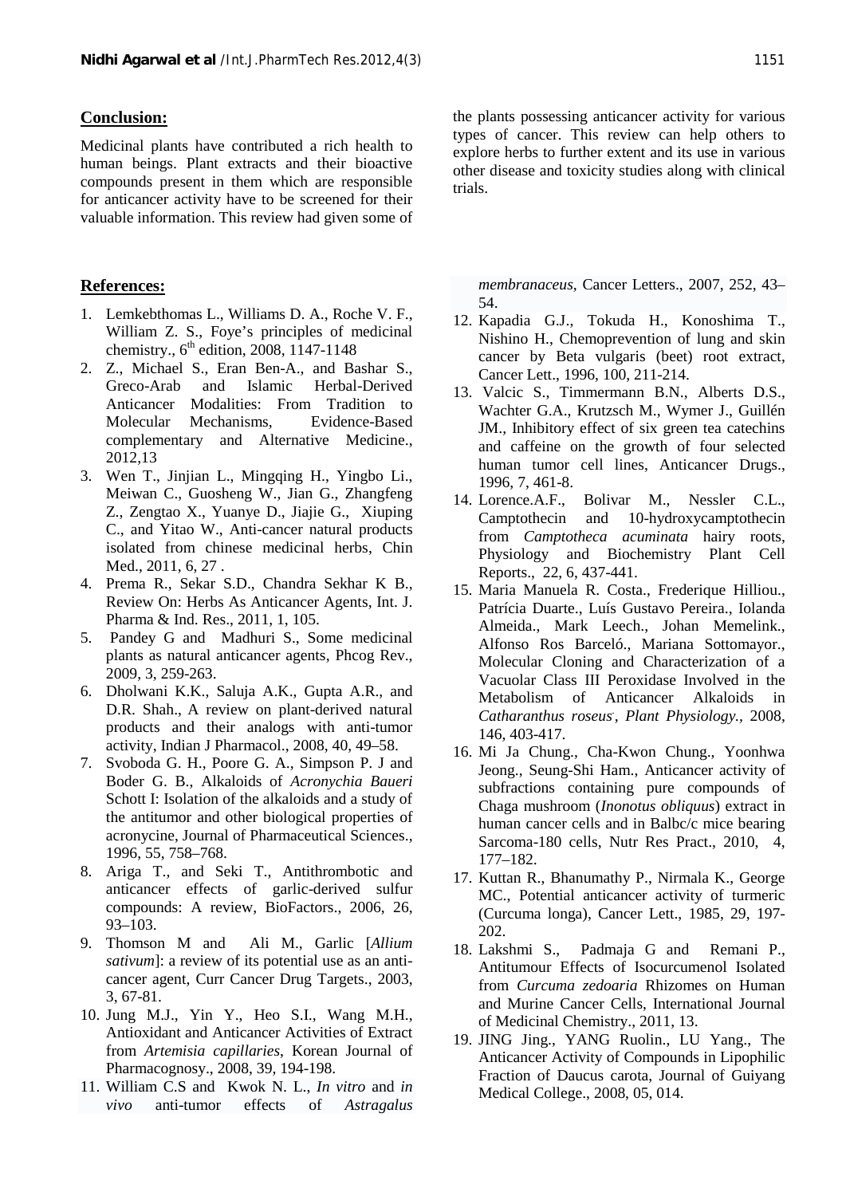## Conclusion:

Medicinal plants have contributed a rich health to human beings. Plant extracts and their bioactive compounds present in them which are responsible for anticancer activity have to be screened for their valuable information. This review had given some of the plants possessing anticancer activity for various types of cancer. This review can help others to explore herbs to further extent and its use in various other disease and toxicity studies along with clinical trials.

## References:

1. Lemkebthomas L., Williams D. A., Roche V. F., William Z. S., Foye's principles of medicinal chemistry., 6th edition, 2008, 1147-1148
2. Z., Michael S., Eran Ben-A., and Bashar S., Greco-Arab and Islamic Herbal-Derived Anticancer Modalities: From Tradition to Molecular Mechanisms, Evidence-Based complementary and Alternative Medicine., 2012,13
3. Wen T., Jinjian L., Mingqing H., Yingbo Li., Meiwan C., Guosheng W., Jian G., Zhangfeng Z., Zengtao X., Yuanye D., Jiajie G., Xiuping C., and Yitao W., Anti-cancer natural products isolated from chinese medicinal herbs, Chin Med., 2011, 6, 27 .
4. Prema R., Sekar S.D., Chandra Sekhar K B., Review On: Herbs As Anticancer Agents, Int. J. Pharma & Ind. Res., 2011, 1, 105.
5. Pandey G and Madhuri S., Some medicinal plants as natural anticancer agents, Phcog Rev., 2009, 3, 259-263.
6. Dholwani K.K., Saluja A.K., Gupta A.R., and D.R. Shah., A review on plant-derived natural products and their analogs with anti-tumor activity, Indian J Pharmacol., 2008, 40, 49–58.
7. Svoboda G. H., Poore G. A., Simpson P. J and Boder G. B., Alkaloids of *Acronychia Baueri* Schott I: Isolation of the alkaloids and a study of the antitumor and other biological properties of acronycine, Journal of Pharmaceutical Sciences., 1996, 55, 758–768.
8. Ariga T., and Seki T., Antithrombotic and anticancer effects of garlic-derived sulfur compounds: A review, BioFactors., 2006, 26, 93–103.
9. Thomson M and Ali M., Garlic [*Allium sativum*]: a review of its potential use as an anti-cancer agent, Curr Cancer Drug Targets., 2003, 3, 67-81.
10. Jung M.J., Yin Y., Heo S.I., Wang M.H., Antioxidant and Anticancer Activities of Extract from *Artemisia capillaries*, Korean Journal of Pharmacognosy., 2008, 39, 194-198.
11. William C.S and Kwok N. L., *In vitro* and *in vivo* anti-tumor effects of *Astragalus membranaceus,* Cancer Letters., 2007, 252, 43–54.
12. Kapadia G.J., Tokuda H., Konoshima T., Nishino H., Chemoprevention of lung and skin cancer by Beta vulgaris (beet) root extract, Cancer Lett., 1996, 100, 211-214.
13. Valcic S., Timmermann B.N., Alberts D.S., Wachter G.A., Krutzsch M., Wymer J., Guillén JM., Inhibitory effect of six green tea catechins and caffeine on the growth of four selected human tumor cell lines, Anticancer Drugs., 1996, 7, 461-8.
14. Lorence.A.F., Bolivar M., Nessler C.L., Camptothecin and 10-hydroxycamptothecin from *Camptotheca acuminata* hairy roots, Physiology and Biochemistry Plant Cell Reports., 22, 6, 437-441.
15. Maria Manuela R. Costa., Frederique Hilliou., Patrícia Duarte., Luís Gustavo Pereira., Iolanda Almeida., Mark Leech., Johan Memelink., Alfonso Ros Barceló., Mariana Sottomayor., Molecular Cloning and Characterization of a Vacuolar Class III Peroxidase Involved in the Metabolism of Anticancer Alkaloids in *Catharanthus roseus*, *Plant Physiology.*, 2008, 146, 403-417.
16. Mi Ja Chung., Cha-Kwon Chung., Yoonhwa Jeong., Seung-Shi Ham., Anticancer activity of subfractions containing pure compounds of Chaga mushroom (*Inonotus obliquus*) extract in human cancer cells and in Balbc/c mice bearing Sarcoma-180 cells, Nutr Res Pract., 2010, 4, 177–182.
17. Kuttan R., Bhanumathy P., Nirmala K., George MC., Potential anticancer activity of turmeric (Curcuma longa), Cancer Lett., 1985, 29, 197-202.
18. Lakshmi S., Padmaja G and Remani P., Antitumour Effects of Isocurcumenol Isolated from *Curcuma zedoaria* Rhizomes on Human and Murine Cancer Cells, International Journal of Medicinal Chemistry., 2011, 13.
19. JING Jing., YANG Ruolin., LU Yang., The Anticancer Activity of Compounds in Lipophilic Fraction of Daucus carota, Journal of Guiyang Medical College., 2008, 05, 014.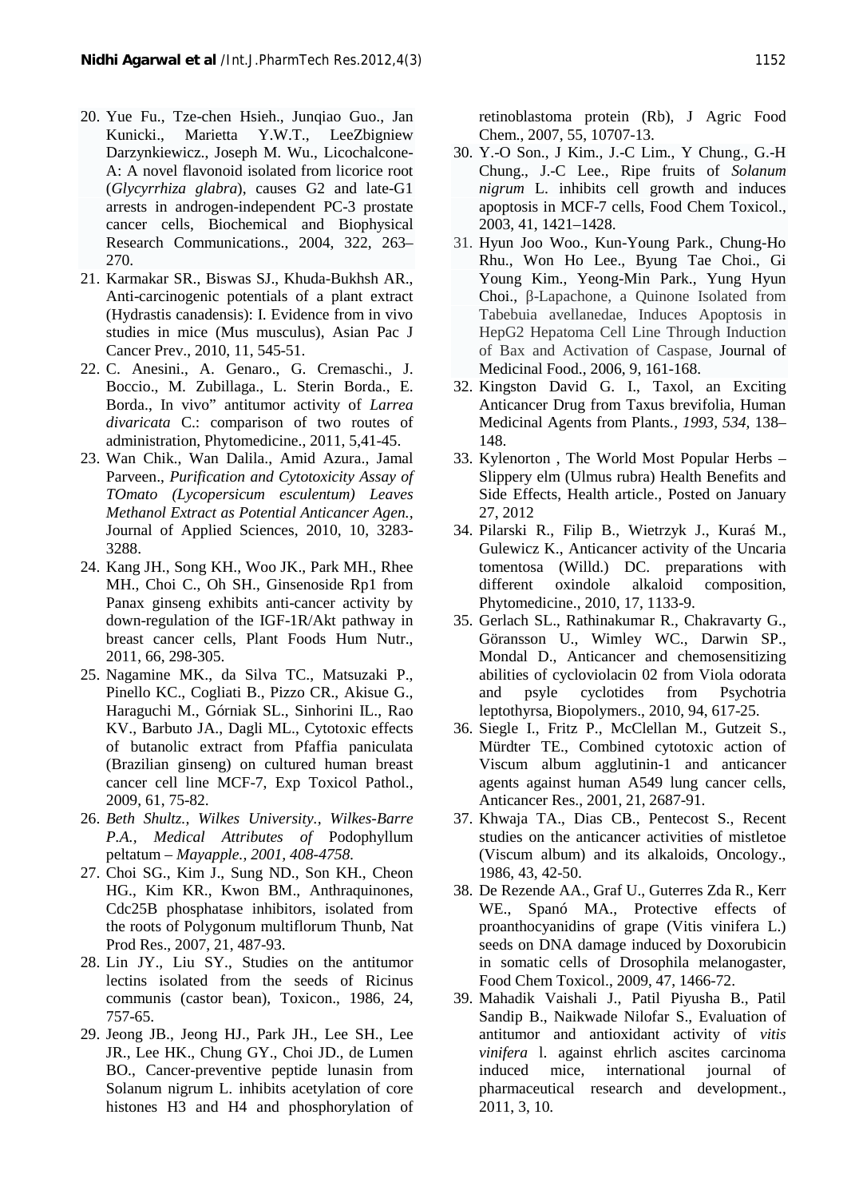20. Yue Fu., Tze-chen Hsieh., Junqiao Guo., Jan Kunicki., Marietta Y.W.T., LeeZbigniew Darzynkiewicz., Joseph M. Wu., Licochalcone-A: A novel flavonoid isolated from licorice root (*Glycyrrhiza glabra*), causes G2 and late-G1 arrests in androgen-independent PC-3 prostate cancer cells, Biochemical and Biophysical Research Communications., 2004, 322, 263–270.
21. Karmakar SR., Biswas SJ., Khuda-Bukhsh AR., Anti-carcinogenic potentials of a plant extract (Hydrastis canadensis): I. Evidence from in vivo studies in mice (Mus musculus), Asian Pac J Cancer Prev., 2010, 11, 545-51.
22. C. Anesini., A. Genaro., G. Cremaschi., J. Boccio., M. Zubillaga., L. Sterin Borda., E. Borda., In vivo" antitumor activity of *Larrea divaricata* C.: comparison of two routes of administration, Phytomedicine., 2011, 5,41-45.
23. Wan Chik., Wan Dalila., Amid Azura., Jamal Parveen., *Purification and Cytotoxicity Assay of TOmato (Lycopersicum esculentum) Leaves Methanol Extract as Potential Anticancer Agen.,* Journal of Applied Sciences, 2010, 10, 3283-3288.
24. Kang JH., Song KH., Woo JK., Park MH., Rhee MH., Choi C., Oh SH., Ginsenoside Rp1 from Panax ginseng exhibits anti-cancer activity by down-regulation of the IGF-1R/Akt pathway in breast cancer cells, Plant Foods Hum Nutr., 2011, 66, 298-305.
25. Nagamine MK., da Silva TC., Matsuzaki P., Pinello KC., Cogliati B., Pizzo CR., Akisue G., Haraguchi M., Górniak SL., Sinhorini IL., Rao KV., Barbuto JA., Dagli ML., Cytotoxic effects of butanolic extract from Pfaffia paniculata (Brazilian ginseng) on cultured human breast cancer cell line MCF-7, Exp Toxicol Pathol., 2009, 61, 75-82.
26. *Beth Shultz., Wilkes University., Wilkes-Barre P.A., Medical Attributes of* Podophyllum peltatum *– Mayapple., 2001, 408-4758.*
27. Choi SG., Kim J., Sung ND., Son KH., Cheon HG., Kim KR., Kwon BM., Anthraquinones, Cdc25B phosphatase inhibitors, isolated from the roots of Polygonum multiflorum Thunb, Nat Prod Res., 2007, 21, 487-93.
28. Lin JY., Liu SY., Studies on the antitumor lectins isolated from the seeds of Ricinus communis (castor bean), Toxicon., 1986, 24, 757-65.
29. Jeong JB., Jeong HJ., Park JH., Lee SH., Lee JR., Lee HK., Chung GY., Choi JD., de Lumen BO., Cancer-preventive peptide lunasin from Solanum nigrum L. inhibits acetylation of core histones H3 and H4 and phosphorylation of retinoblastoma protein (Rb), J Agric Food Chem., 2007, 55, 10707-13.
30. Y.-O Son., J Kim., J.-C Lim., Y Chung., G.-H Chung., J.-C Lee., Ripe fruits of *Solanum nigrum* L. inhibits cell growth and induces apoptosis in MCF-7 cells, Food Chem Toxicol., 2003, 41, 1421–1428.
31. Hyun Joo Woo., Kun-Young Park., Chung-Ho Rhu., Won Ho Lee., Byung Tae Choi., Gi Young Kim., Yeong-Min Park., Yung Hyun Choi., β-Lapachone, a Quinone Isolated from Tabebuia avellanedae, Induces Apoptosis in HepG2 Hepatoma Cell Line Through Induction of Bax and Activation of Caspase, Journal of Medicinal Food., 2006, 9, 161-168.
32. Kingston David G. I., Taxol, an Exciting Anticancer Drug from Taxus brevifolia, Human Medicinal Agents from Plants*., 1993, 534,* 138–148.
33. Kylenorton , The World Most Popular Herbs – Slippery elm (Ulmus rubra) Health Benefits and Side Effects, Health article., Posted on January 27, 2012
34. Pilarski R., Filip B., Wietrzyk J., Kuraś M., Gulewicz K., Anticancer activity of the Uncaria tomentosa (Willd.) DC. preparations with different oxindole alkaloid composition, Phytomedicine., 2010, 17, 1133-9.
35. Gerlach SL., Rathinakumar R., Chakravarty G., Göransson U., Wimley WC., Darwin SP., Mondal D., Anticancer and chemosensitizing abilities of cycloviolacin 02 from Viola odorata and psyle cyclotides from Psychotria leptothyrsa, Biopolymers., 2010, 94, 617-25.
36. Siegle I., Fritz P., McClellan M., Gutzeit S., Mürdter TE., Combined cytotoxic action of Viscum album agglutinin-1 and anticancer agents against human A549 lung cancer cells, Anticancer Res., 2001, 21, 2687-91.
37. Khwaja TA., Dias CB., Pentecost S., Recent studies on the anticancer activities of mistletoe (Viscum album) and its alkaloids, Oncology., 1986, 43, 42-50.
38. De Rezende AA., Graf U., Guterres Zda R., Kerr WE., Spanó MA., Protective effects of proanthocyanidins of grape (Vitis vinifera L.) seeds on DNA damage induced by Doxorubicin in somatic cells of Drosophila melanogaster, Food Chem Toxicol., 2009, 47, 1466-72.
39. Mahadik Vaishali J., Patil Piyusha B., Patil Sandip B., Naikwade Nilofar S., Evaluation of antitumor and antioxidant activity of *vitis vinifera* l. against ehrlich ascites carcinoma induced mice, international journal of pharmaceutical research and development., 2011, 3, 10.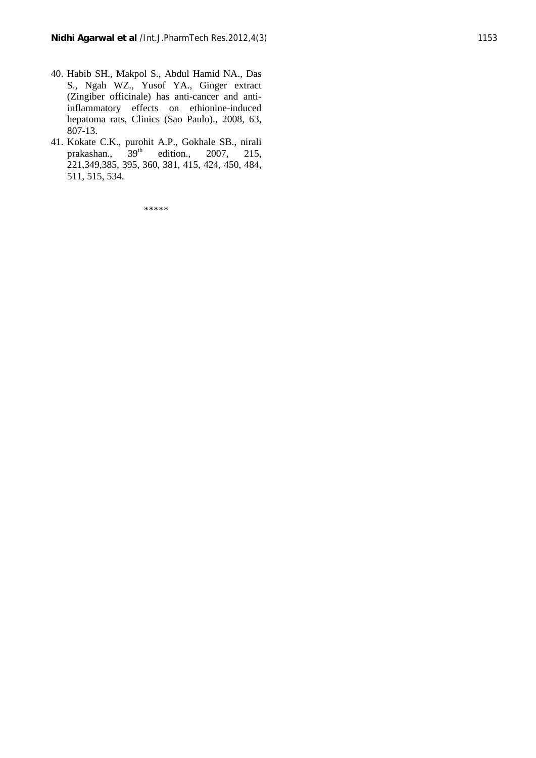40. Habib SH., Makpol S., Abdul Hamid NA., Das S., Ngah WZ., Yusof YA., Ginger extract (Zingiber officinale) has anti-cancer and anti-inflammatory effects on ethionine-induced hepatoma rats, Clinics (Sao Paulo)., 2008, 63, 807-13.
41. Kokate C.K., purohit A.P., Gokhale SB., nirali prakashan., 39th edition., 2007, 215, 221,349,385, 395, 360, 381, 415, 424, 450, 484, 511, 515, 534.

*****